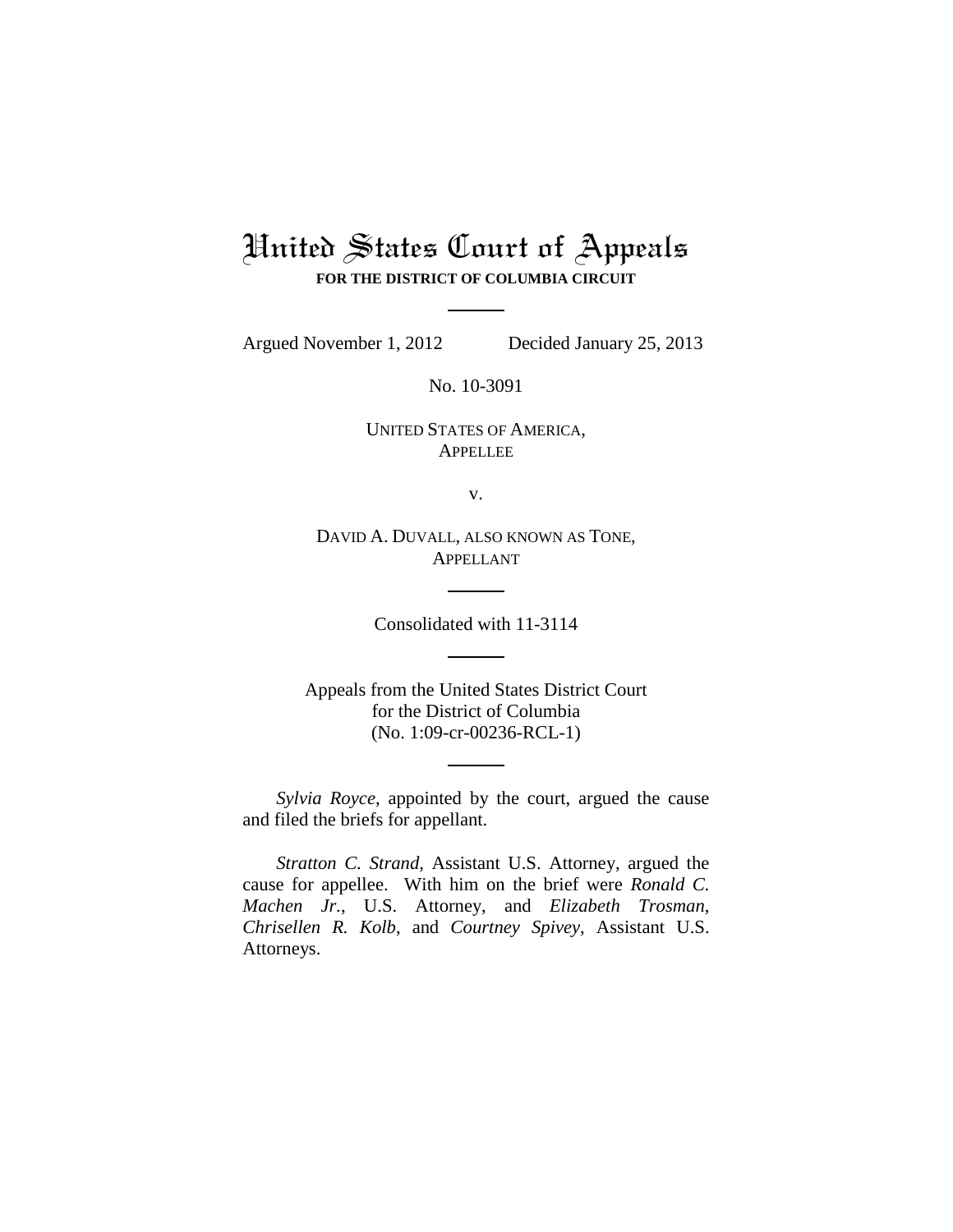# United States Court of Appeals

**FOR THE DISTRICT OF COLUMBIA CIRCUIT**

---

Argued November 1, 2012 Decided January 25, 2013

No. 10-3091

UNITED STATES OF AMERICA,
APPELLEE

v.

DAVID A. DUVALL, ALSO KNOWN AS TONE,
APPELLANT

---

Consolidated with 11-3114

---

Appeals from the United States District Court
for the District of Columbia
(No. 1:09-cr-00236-RCL-1)

---

*Sylvia Royce*, appointed by the court, argued the cause and filed the briefs for appellant.

*Stratton C. Strand*, Assistant U.S. Attorney, argued the cause for appellee. With him on the brief were *Ronald C. Machen Jr.*, U.S. Attorney, and *Elizabeth Trosman*, *Chrisellen R. Kolb*, and *Courtney Spivey*, Assistant U.S. Attorneys.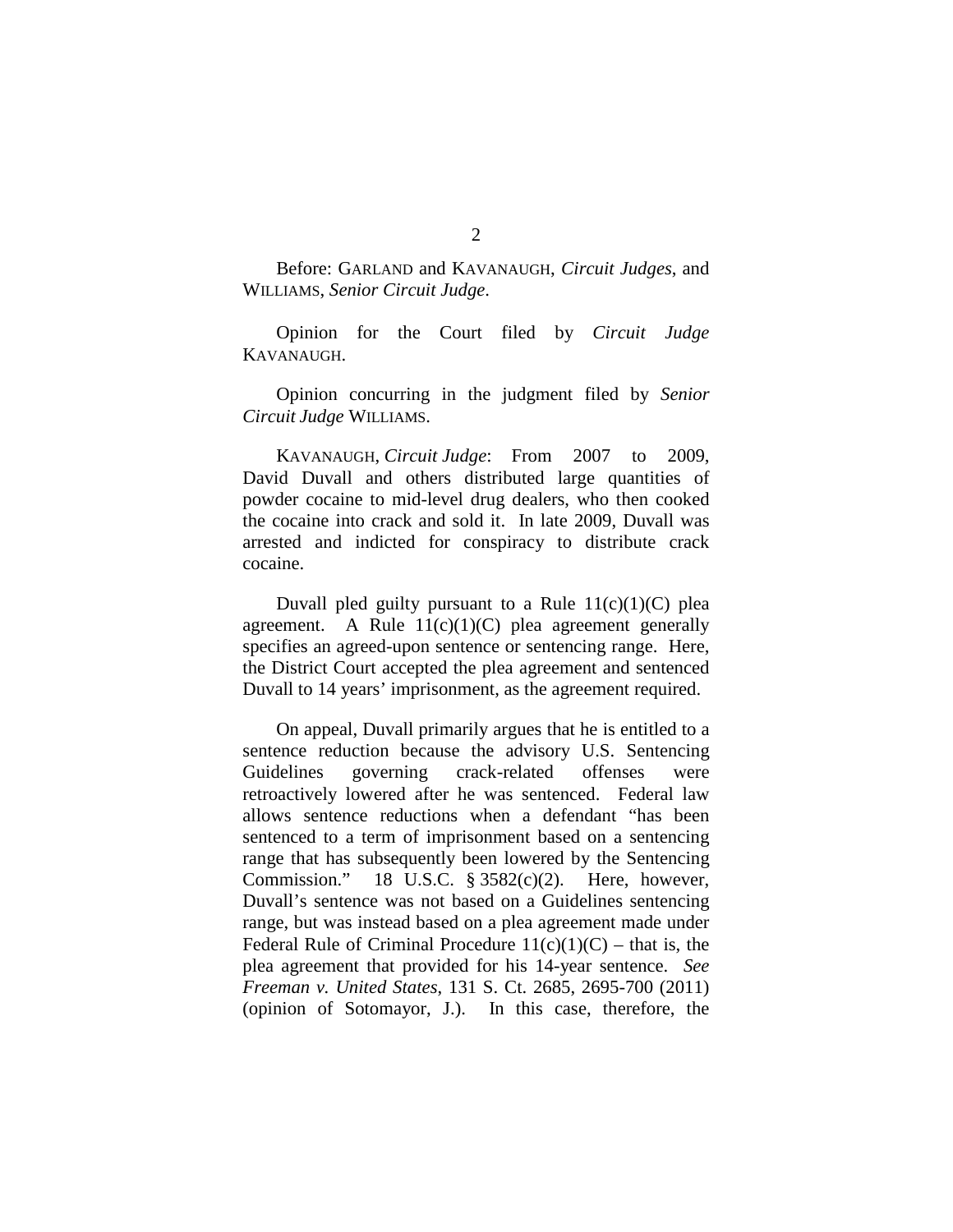Before: GARLAND and KAVANAUGH, *Circuit Judges*, and WILLIAMS, *Senior Circuit Judge*.

Opinion for the Court filed by *Circuit Judge* KAVANAUGH.

Opinion concurring in the judgment filed by *Senior Circuit Judge* WILLIAMS.

KAVANAUGH, *Circuit Judge*: From 2007 to 2009, David Duvall and others distributed large quantities of powder cocaine to mid-level drug dealers, who then cooked the cocaine into crack and sold it. In late 2009, Duvall was arrested and indicted for conspiracy to distribute crack cocaine.

Duvall pled guilty pursuant to a Rule 11(c)(1)(C) plea agreement. A Rule 11(c)(1)(C) plea agreement generally specifies an agreed-upon sentence or sentencing range. Here, the District Court accepted the plea agreement and sentenced Duvall to 14 years' imprisonment, as the agreement required.

On appeal, Duvall primarily argues that he is entitled to a sentence reduction because the advisory U.S. Sentencing Guidelines governing crack-related offenses were retroactively lowered after he was sentenced. Federal law allows sentence reductions when a defendant "has been sentenced to a term of imprisonment based on a sentencing range that has subsequently been lowered by the Sentencing Commission." 18 U.S.C. § 3582(c)(2). Here, however, Duvall's sentence was not based on a Guidelines sentencing range, but was instead based on a plea agreement made under Federal Rule of Criminal Procedure 11(c)(1)(C) – that is, the plea agreement that provided for his 14-year sentence. *See Freeman v. United States*, 131 S. Ct. 2685, 2695-700 (2011) (opinion of Sotomayor, J.). In this case, therefore, the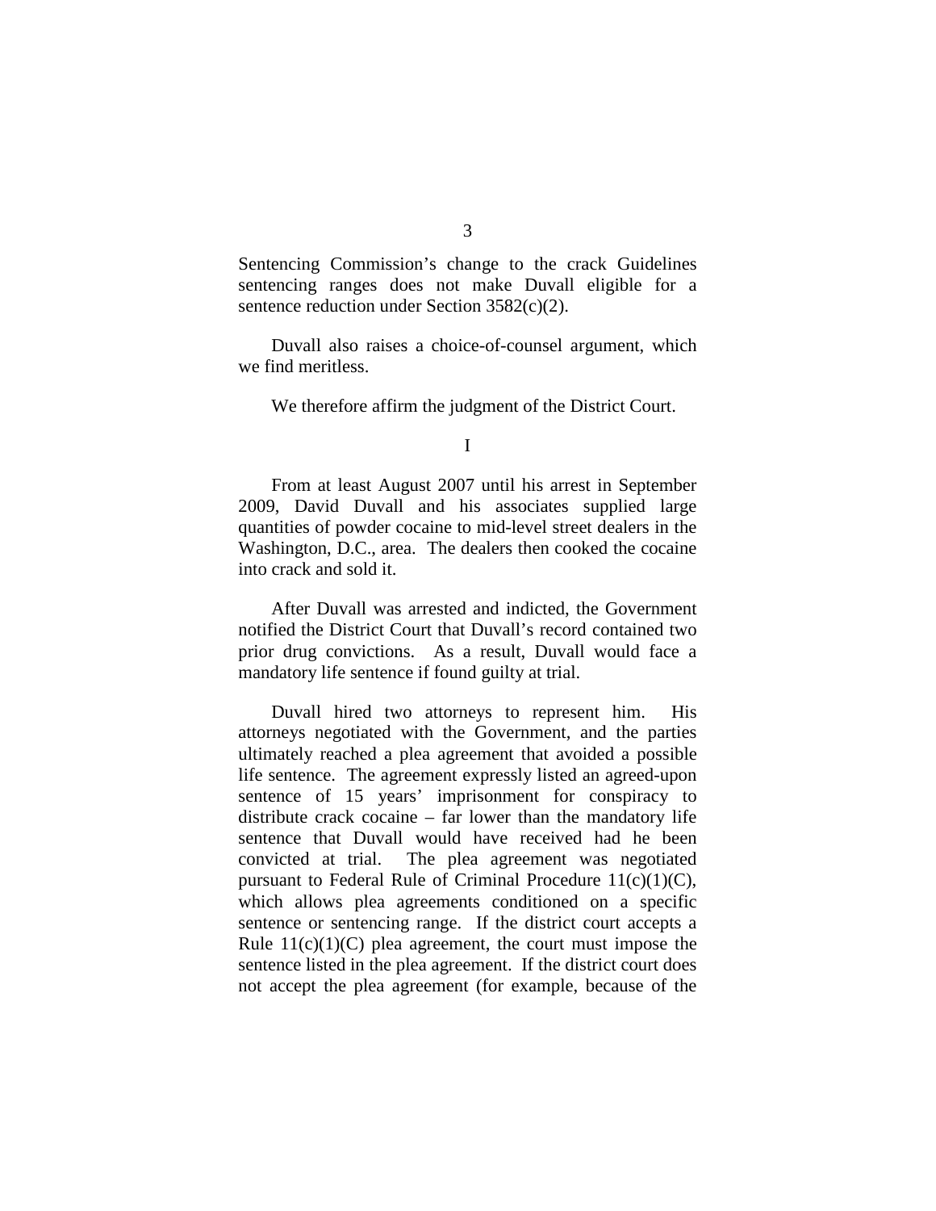Sentencing Commission's change to the crack Guidelines sentencing ranges does not make Duvall eligible for a sentence reduction under Section 3582(c)(2).

Duvall also raises a choice-of-counsel argument, which we find meritless.

We therefore affirm the judgment of the District Court.

## I

From at least August 2007 until his arrest in September 2009, David Duvall and his associates supplied large quantities of powder cocaine to mid-level street dealers in the Washington, D.C., area. The dealers then cooked the cocaine into crack and sold it.

After Duvall was arrested and indicted, the Government notified the District Court that Duvall's record contained two prior drug convictions. As a result, Duvall would face a mandatory life sentence if found guilty at trial.

Duvall hired two attorneys to represent him. His attorneys negotiated with the Government, and the parties ultimately reached a plea agreement that avoided a possible life sentence. The agreement expressly listed an agreed-upon sentence of 15 years' imprisonment for conspiracy to distribute crack cocaine – far lower than the mandatory life sentence that Duvall would have received had he been convicted at trial. The plea agreement was negotiated pursuant to Federal Rule of Criminal Procedure 11(c)(1)(C), which allows plea agreements conditioned on a specific sentence or sentencing range. If the district court accepts a Rule 11(c)(1)(C) plea agreement, the court must impose the sentence listed in the plea agreement. If the district court does not accept the plea agreement (for example, because of the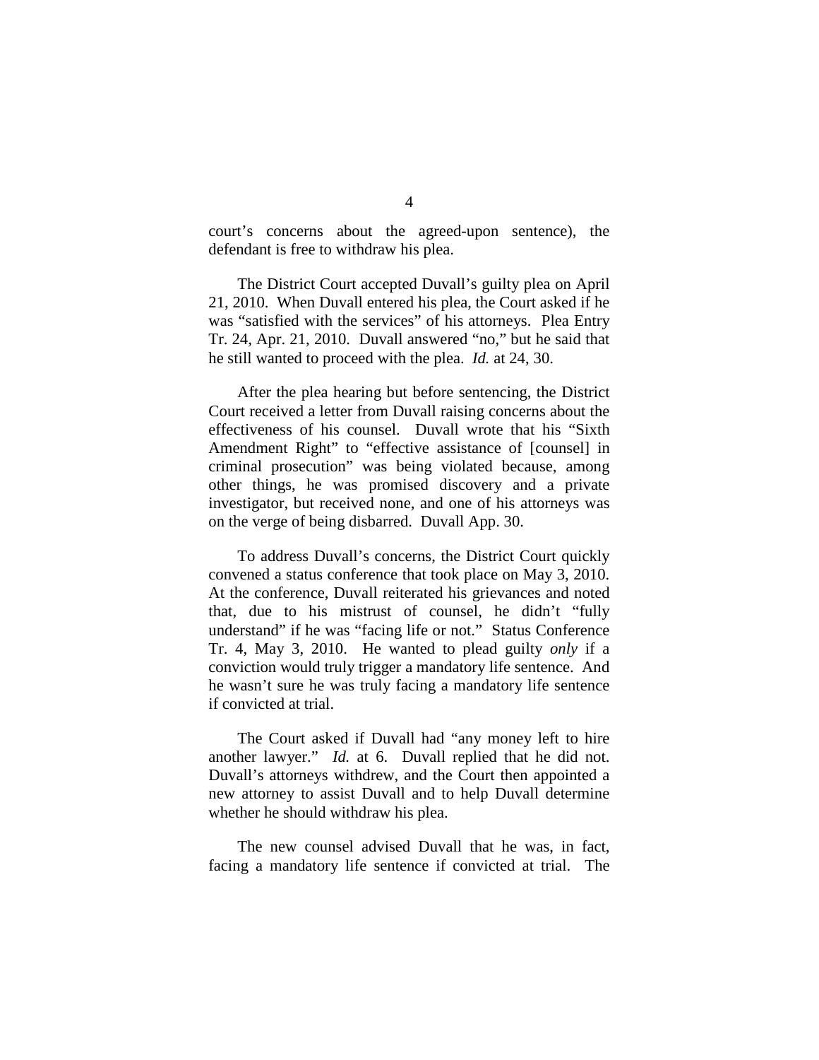court's concerns about the agreed-upon sentence), the defendant is free to withdraw his plea.

The District Court accepted Duvall's guilty plea on April 21, 2010. When Duvall entered his plea, the Court asked if he was "satisfied with the services" of his attorneys. Plea Entry Tr. 24, Apr. 21, 2010. Duvall answered "no," but he said that he still wanted to proceed with the plea. *Id.* at 24, 30.

After the plea hearing but before sentencing, the District Court received a letter from Duvall raising concerns about the effectiveness of his counsel. Duvall wrote that his "Sixth Amendment Right" to "effective assistance of [counsel] in criminal prosecution" was being violated because, among other things, he was promised discovery and a private investigator, but received none, and one of his attorneys was on the verge of being disbarred. Duvall App. 30.

To address Duvall's concerns, the District Court quickly convened a status conference that took place on May 3, 2010. At the conference, Duvall reiterated his grievances and noted that, due to his mistrust of counsel, he didn't "fully understand" if he was "facing life or not." Status Conference Tr. 4, May 3, 2010. He wanted to plead guilty *only* if a conviction would truly trigger a mandatory life sentence. And he wasn't sure he was truly facing a mandatory life sentence if convicted at trial.

The Court asked if Duvall had "any money left to hire another lawyer." *Id.* at 6. Duvall replied that he did not. Duvall's attorneys withdrew, and the Court then appointed a new attorney to assist Duvall and to help Duvall determine whether he should withdraw his plea.

The new counsel advised Duvall that he was, in fact, facing a mandatory life sentence if convicted at trial. The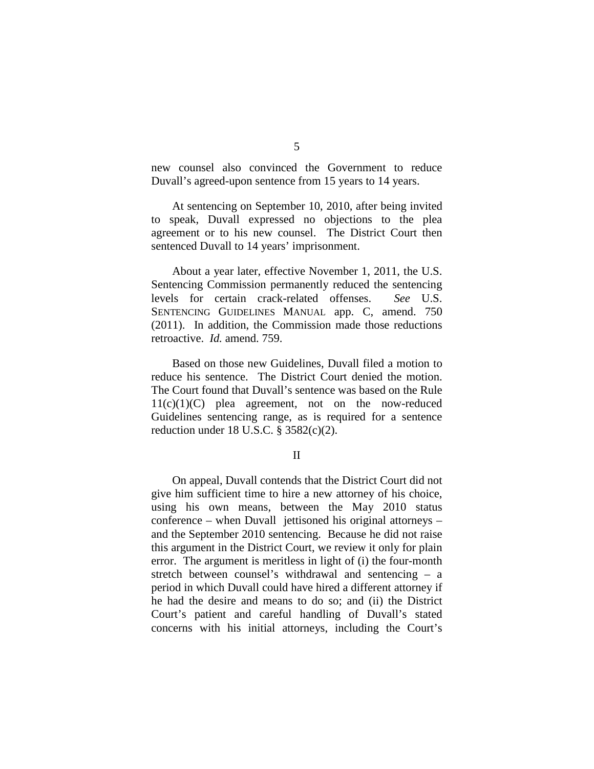new counsel also convinced the Government to reduce Duvall's agreed-upon sentence from 15 years to 14 years.

At sentencing on September 10, 2010, after being invited to speak, Duvall expressed no objections to the plea agreement or to his new counsel. The District Court then sentenced Duvall to 14 years' imprisonment.

About a year later, effective November 1, 2011, the U.S. Sentencing Commission permanently reduced the sentencing levels for certain crack-related offenses. *See* U.S. SENTENCING GUIDELINES MANUAL app. C, amend. 750 (2011). In addition, the Commission made those reductions retroactive. *Id.* amend. 759.

Based on those new Guidelines, Duvall filed a motion to reduce his sentence. The District Court denied the motion. The Court found that Duvall's sentence was based on the Rule 11(c)(1)(C) plea agreement, not on the now-reduced Guidelines sentencing range, as is required for a sentence reduction under 18 U.S.C. § 3582(c)(2).

## II

On appeal, Duvall contends that the District Court did not give him sufficient time to hire a new attorney of his choice, using his own means, between the May 2010 status conference – when Duvall jettisoned his original attorneys – and the September 2010 sentencing. Because he did not raise this argument in the District Court, we review it only for plain error. The argument is meritless in light of (i) the four-month stretch between counsel's withdrawal and sentencing – a period in which Duvall could have hired a different attorney if he had the desire and means to do so; and (ii) the District Court's patient and careful handling of Duvall's stated concerns with his initial attorneys, including the Court's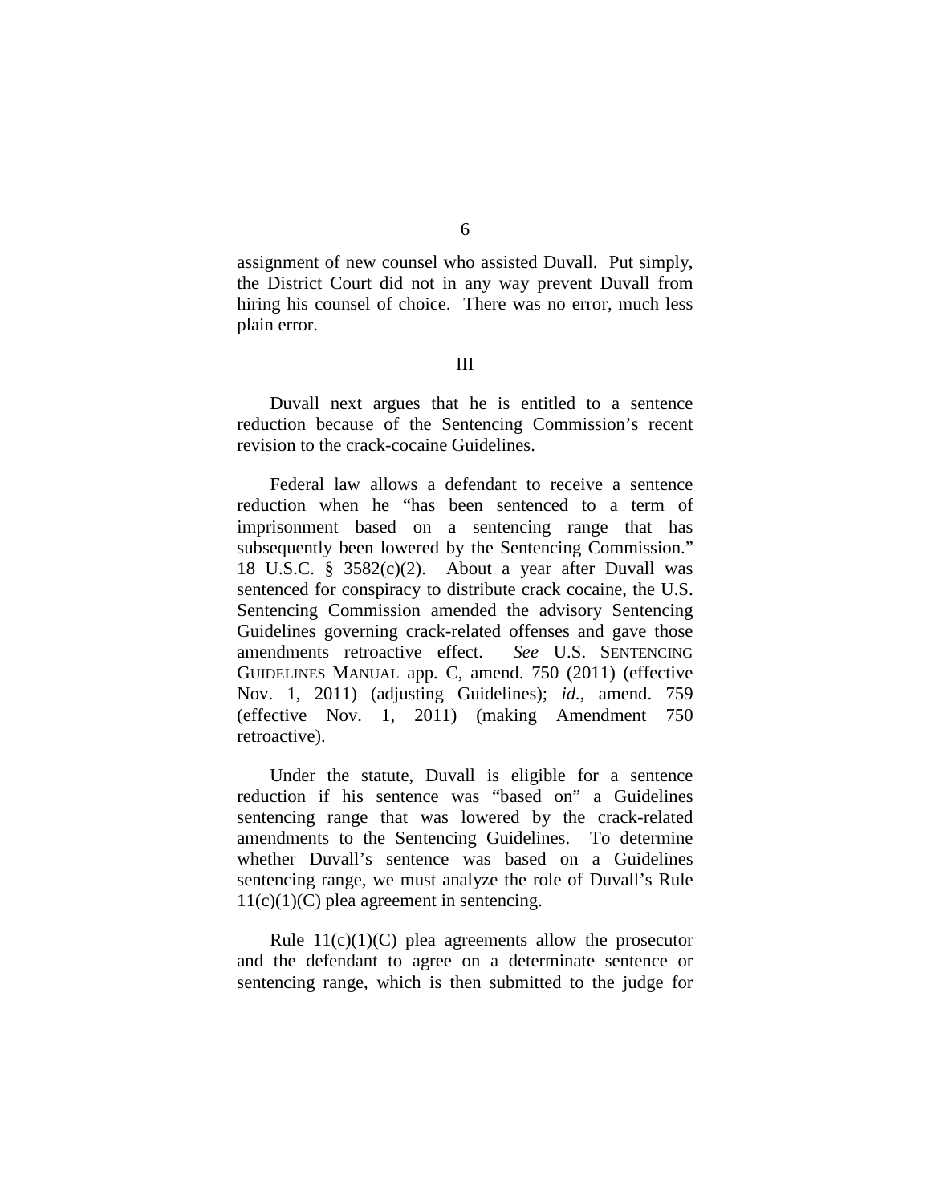assignment of new counsel who assisted Duvall. Put simply, the District Court did not in any way prevent Duvall from hiring his counsel of choice. There was no error, much less plain error.

## III

Duvall next argues that he is entitled to a sentence reduction because of the Sentencing Commission's recent revision to the crack-cocaine Guidelines.

Federal law allows a defendant to receive a sentence reduction when he "has been sentenced to a term of imprisonment based on a sentencing range that has subsequently been lowered by the Sentencing Commission." 18 U.S.C. § 3582(c)(2). About a year after Duvall was sentenced for conspiracy to distribute crack cocaine, the U.S. Sentencing Commission amended the advisory Sentencing Guidelines governing crack-related offenses and gave those amendments retroactive effect. *See* U.S. SENTENCING GUIDELINES MANUAL app. C, amend. 750 (2011) (effective Nov. 1, 2011) (adjusting Guidelines); *id.*, amend. 759 (effective Nov. 1, 2011) (making Amendment 750 retroactive).

Under the statute, Duvall is eligible for a sentence reduction if his sentence was "based on" a Guidelines sentencing range that was lowered by the crack-related amendments to the Sentencing Guidelines. To determine whether Duvall's sentence was based on a Guidelines sentencing range, we must analyze the role of Duvall's Rule 11(c)(1)(C) plea agreement in sentencing.

Rule 11(c)(1)(C) plea agreements allow the prosecutor and the defendant to agree on a determinate sentence or sentencing range, which is then submitted to the judge for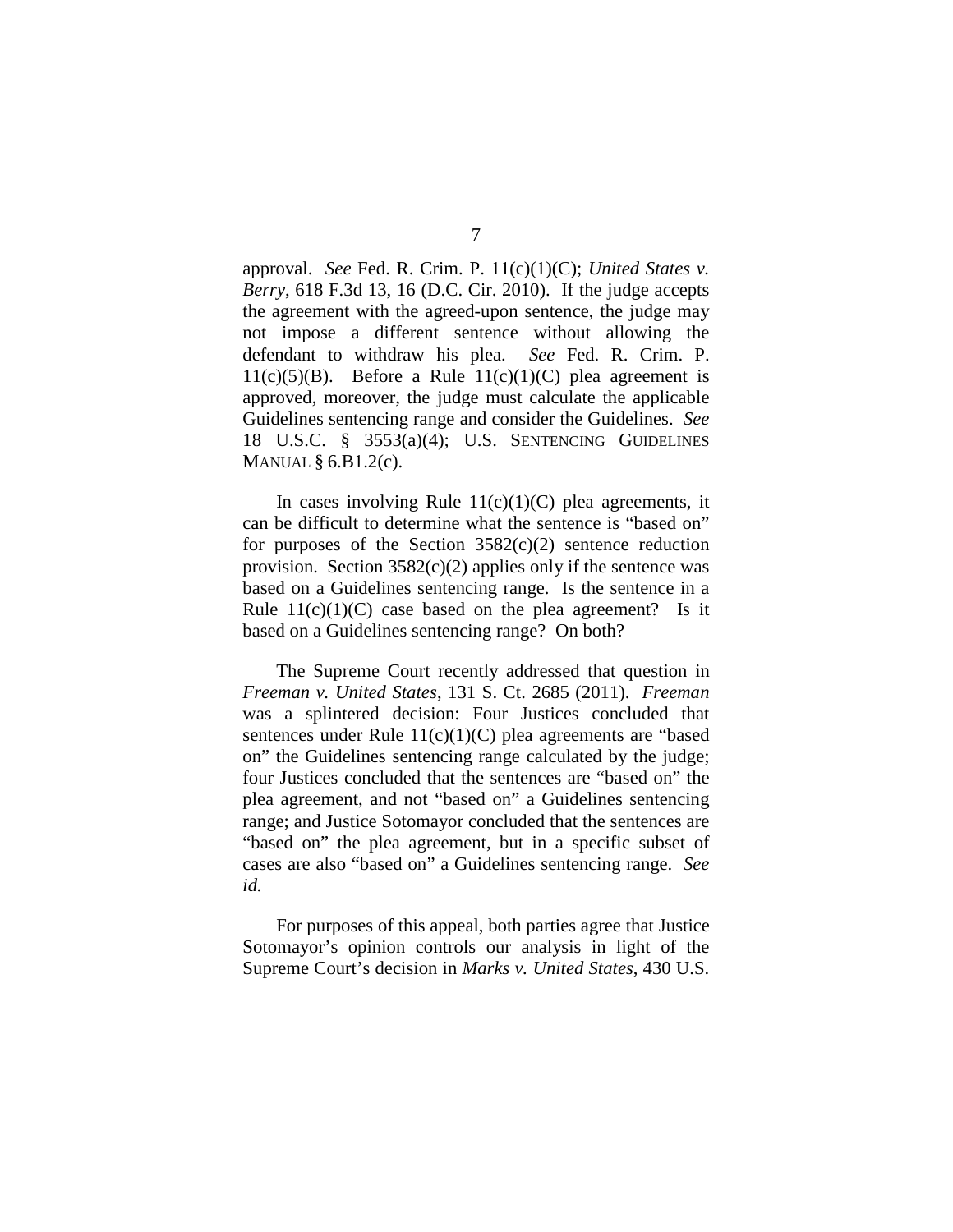approval. *See* Fed. R. Crim. P. 11(c)(1)(C); *United States v. Berry*, 618 F.3d 13, 16 (D.C. Cir. 2010). If the judge accepts the agreement with the agreed-upon sentence, the judge may not impose a different sentence without allowing the defendant to withdraw his plea. *See* Fed. R. Crim. P. 11(c)(5)(B). Before a Rule 11(c)(1)(C) plea agreement is approved, moreover, the judge must calculate the applicable Guidelines sentencing range and consider the Guidelines. *See* 18 U.S.C. § 3553(a)(4); U.S. SENTENCING GUIDELINES MANUAL § 6.B1.2(c).

In cases involving Rule 11(c)(1)(C) plea agreements, it can be difficult to determine what the sentence is "based on" for purposes of the Section 3582(c)(2) sentence reduction provision. Section 3582(c)(2) applies only if the sentence was based on a Guidelines sentencing range. Is the sentence in a Rule 11(c)(1)(C) case based on the plea agreement? Is it based on a Guidelines sentencing range? On both?

The Supreme Court recently addressed that question in *Freeman v. United States*, 131 S. Ct. 2685 (2011). *Freeman* was a splintered decision: Four Justices concluded that sentences under Rule 11(c)(1)(C) plea agreements are "based on" the Guidelines sentencing range calculated by the judge; four Justices concluded that the sentences are "based on" the plea agreement, and not "based on" a Guidelines sentencing range; and Justice Sotomayor concluded that the sentences are "based on" the plea agreement, but in a specific subset of cases are also "based on" a Guidelines sentencing range. *See id.*

For purposes of this appeal, both parties agree that Justice Sotomayor's opinion controls our analysis in light of the Supreme Court's decision in *Marks v. United States*, 430 U.S.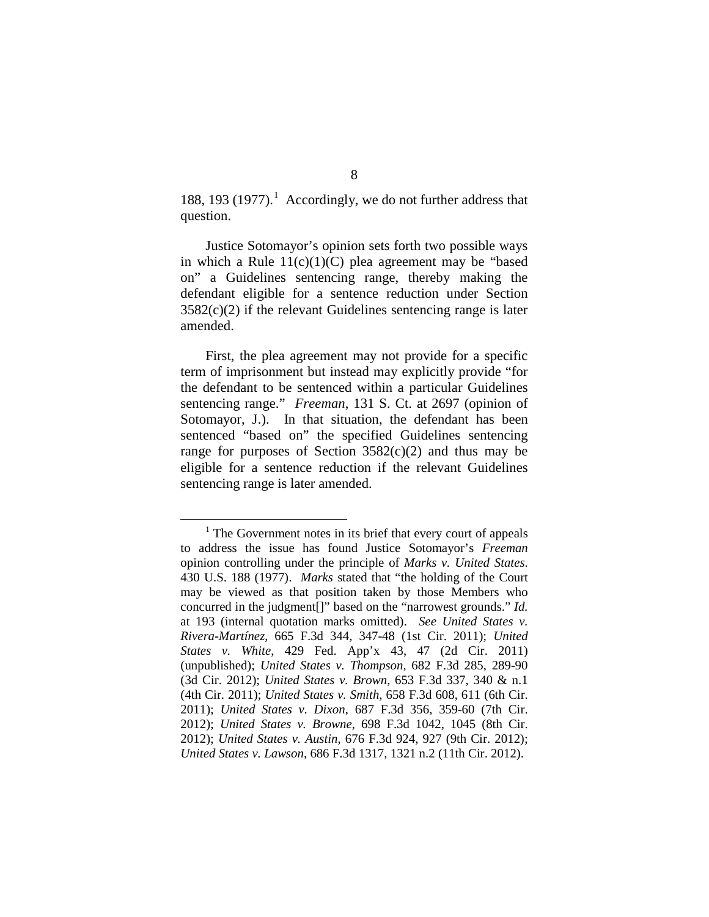188, 193 (1977).[1] Accordingly, we do not further address that question.

Justice Sotomayor's opinion sets forth two possible ways in which a Rule 11(c)(1)(C) plea agreement may be "based on" a Guidelines sentencing range, thereby making the defendant eligible for a sentence reduction under Section 3582(c)(2) if the relevant Guidelines sentencing range is later amended.

First, the plea agreement may not provide for a specific term of imprisonment but instead may explicitly provide "for the defendant to be sentenced within a particular Guidelines sentencing range." *Freeman*, 131 S. Ct. at 2697 (opinion of Sotomayor, J.). In that situation, the defendant has been sentenced "based on" the specified Guidelines sentencing range for purposes of Section 3582(c)(2) and thus may be eligible for a sentence reduction if the relevant Guidelines sentencing range is later amended.

---

[1] The Government notes in its brief that every court of appeals to address the issue has found Justice Sotomayor's *Freeman* opinion controlling under the principle of *Marks v. United States*. 430 U.S. 188 (1977). *Marks* stated that "the holding of the Court may be viewed as that position taken by those Members who concurred in the judgment[]" based on the "narrowest grounds." *Id.* at 193 (internal quotation marks omitted). *See United States v. Rivera-Martínez*, 665 F.3d 344, 347-48 (1st Cir. 2011); *United States v. White*, 429 Fed. App'x 43, 47 (2d Cir. 2011) (unpublished); *United States v. Thompson*, 682 F.3d 285, 289-90 (3d Cir. 2012); *United States v. Brown*, 653 F.3d 337, 340 & n.1 (4th Cir. 2011); *United States v. Smith*, 658 F.3d 608, 611 (6th Cir. 2011); *United States v. Dixon*, 687 F.3d 356, 359-60 (7th Cir. 2012); *United States v. Browne*, 698 F.3d 1042, 1045 (8th Cir. 2012); *United States v. Austin*, 676 F.3d 924, 927 (9th Cir. 2012); *United States v. Lawson*, 686 F.3d 1317, 1321 n.2 (11th Cir. 2012).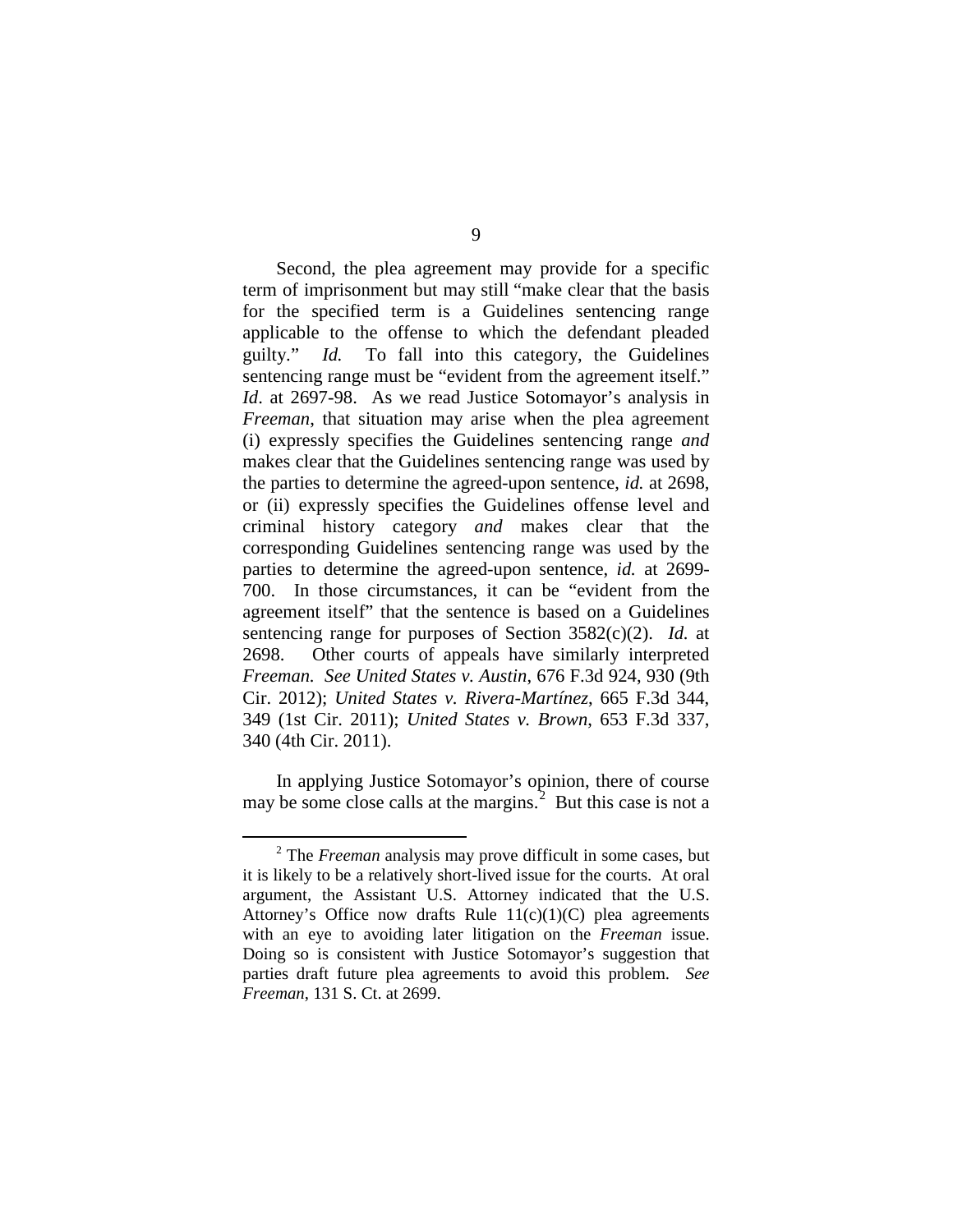Second, the plea agreement may provide for a specific term of imprisonment but may still "make clear that the basis for the specified term is a Guidelines sentencing range applicable to the offense to which the defendant pleaded guilty." *Id.* To fall into this category, the Guidelines sentencing range must be "evident from the agreement itself." *Id*. at 2697-98. As we read Justice Sotomayor's analysis in *Freeman*, that situation may arise when the plea agreement (i) expressly specifies the Guidelines sentencing range *and* makes clear that the Guidelines sentencing range was used by the parties to determine the agreed-upon sentence, *id.* at 2698, or (ii) expressly specifies the Guidelines offense level and criminal history category *and* makes clear that the corresponding Guidelines sentencing range was used by the parties to determine the agreed-upon sentence, *id.* at 2699-700. In those circumstances, it can be "evident from the agreement itself" that the sentence is based on a Guidelines sentencing range for purposes of Section 3582(c)(2). *Id.* at 2698. Other courts of appeals have similarly interpreted *Freeman. See United States v. Austin*, 676 F.3d 924, 930 (9th Cir. 2012); *United States v. Rivera-Martínez*, 665 F.3d 344, 349 (1st Cir. 2011); *United States v. Brown*, 653 F.3d 337, 340 (4th Cir. 2011).

In applying Justice Sotomayor's opinion, there of course may be some close calls at the margins.[2] But this case is not a

[2] The *Freeman* analysis may prove difficult in some cases, but it is likely to be a relatively short-lived issue for the courts. At oral argument, the Assistant U.S. Attorney indicated that the U.S. Attorney's Office now drafts Rule 11(c)(1)(C) plea agreements with an eye to avoiding later litigation on the *Freeman* issue. Doing so is consistent with Justice Sotomayor's suggestion that parties draft future plea agreements to avoid this problem. *See Freeman*, 131 S. Ct. at 2699.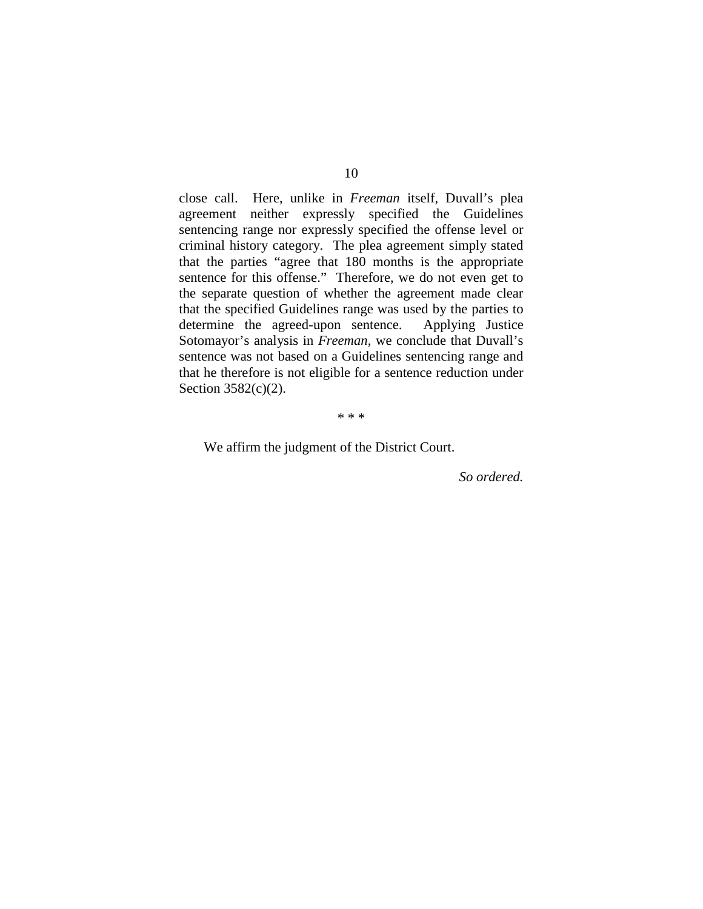close call. Here, unlike in *Freeman* itself, Duvall's plea agreement neither expressly specified the Guidelines sentencing range nor expressly specified the offense level or criminal history category. The plea agreement simply stated that the parties "agree that 180 months is the appropriate sentence for this offense." Therefore, we do not even get to the separate question of whether the agreement made clear that the specified Guidelines range was used by the parties to determine the agreed-upon sentence. Applying Justice Sotomayor's analysis in *Freeman*, we conclude that Duvall's sentence was not based on a Guidelines sentencing range and that he therefore is not eligible for a sentence reduction under Section 3582(c)(2).

\* \* \*

We affirm the judgment of the District Court.

*So ordered.*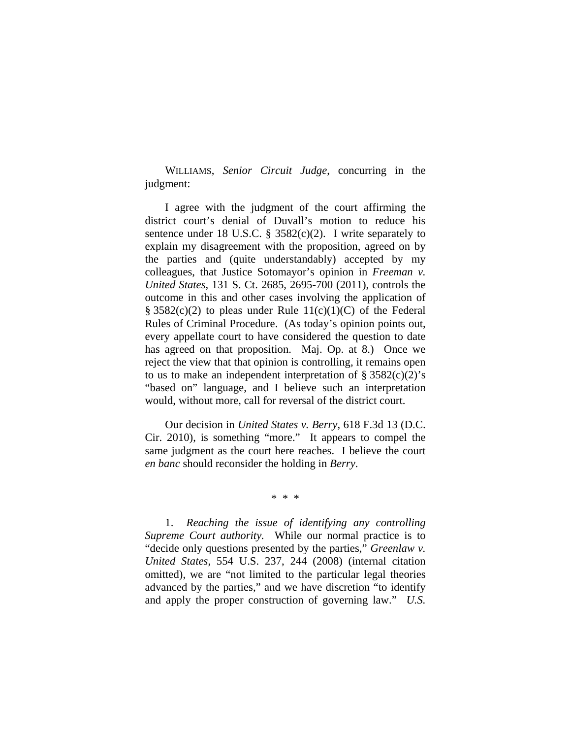WILLIAMS, *Senior Circuit Judge*, concurring in the judgment:

I agree with the judgment of the court affirming the district court's denial of Duvall's motion to reduce his sentence under 18 U.S.C. § 3582(c)(2). I write separately to explain my disagreement with the proposition, agreed on by the parties and (quite understandably) accepted by my colleagues, that Justice Sotomayor's opinion in *Freeman v. United States*, 131 S. Ct. 2685, 2695-700 (2011), controls the outcome in this and other cases involving the application of § 3582(c)(2) to pleas under Rule 11(c)(1)(C) of the Federal Rules of Criminal Procedure. (As today's opinion points out, every appellate court to have considered the question to date has agreed on that proposition. Maj. Op. at 8.) Once we reject the view that that opinion is controlling, it remains open to us to make an independent interpretation of § 3582(c)(2)'s "based on" language, and I believe such an interpretation would, without more, call for reversal of the district court.

Our decision in *United States v. Berry*, 618 F.3d 13 (D.C. Cir. 2010), is something "more." It appears to compel the same judgment as the court here reaches. I believe the court *en banc* should reconsider the holding in *Berry*.

\* \* \*

1. *Reaching the issue of identifying any controlling Supreme Court authority.* While our normal practice is to "decide only questions presented by the parties," *Greenlaw v. United States*, 554 U.S. 237, 244 (2008) (internal citation omitted), we are "not limited to the particular legal theories advanced by the parties," and we have discretion "to identify and apply the proper construction of governing law." *U.S.*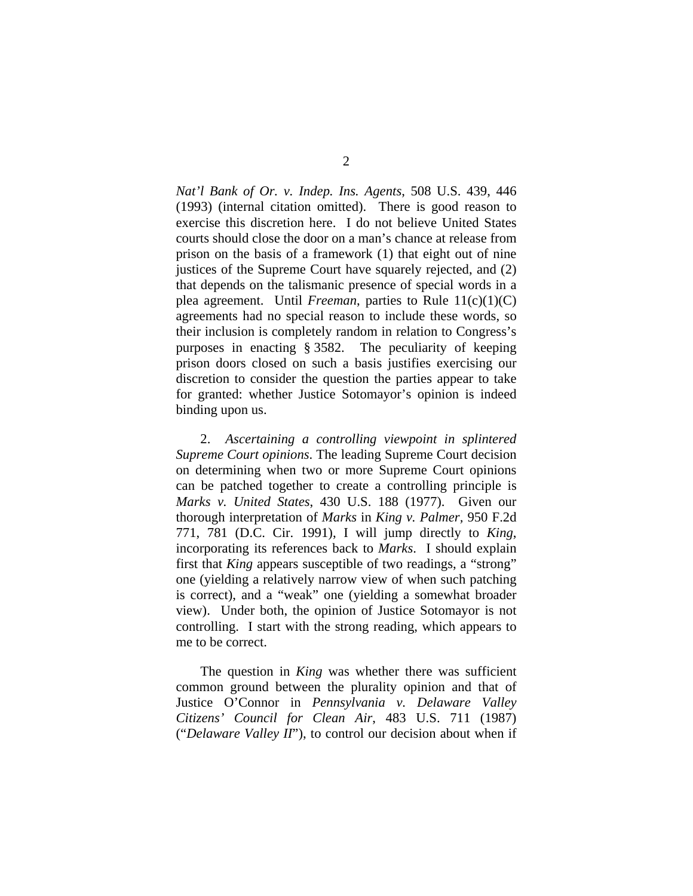*Nat'l Bank of Or. v. Indep. Ins. Agents*, 508 U.S. 439, 446 (1993) (internal citation omitted). There is good reason to exercise this discretion here. I do not believe United States courts should close the door on a man's chance at release from prison on the basis of a framework (1) that eight out of nine justices of the Supreme Court have squarely rejected, and (2) that depends on the talismanic presence of special words in a plea agreement. Until *Freeman*, parties to Rule 11(c)(1)(C) agreements had no special reason to include these words, so their inclusion is completely random in relation to Congress's purposes in enacting § 3582. The peculiarity of keeping prison doors closed on such a basis justifies exercising our discretion to consider the question the parties appear to take for granted: whether Justice Sotomayor's opinion is indeed binding upon us.

2. *Ascertaining a controlling viewpoint in splintered Supreme Court opinions*. The leading Supreme Court decision on determining when two or more Supreme Court opinions can be patched together to create a controlling principle is *Marks v. United States*, 430 U.S. 188 (1977). Given our thorough interpretation of *Marks* in *King v. Palmer*, 950 F.2d 771, 781 (D.C. Cir. 1991), I will jump directly to *King*, incorporating its references back to *Marks*. I should explain first that *King* appears susceptible of two readings, a "strong" one (yielding a relatively narrow view of when such patching is correct), and a "weak" one (yielding a somewhat broader view). Under both, the opinion of Justice Sotomayor is not controlling. I start with the strong reading, which appears to me to be correct.

The question in *King* was whether there was sufficient common ground between the plurality opinion and that of Justice O'Connor in *Pennsylvania v. Delaware Valley Citizens' Council for Clean Air*, 483 U.S. 711 (1987) ("*Delaware Valley II*"), to control our decision about when if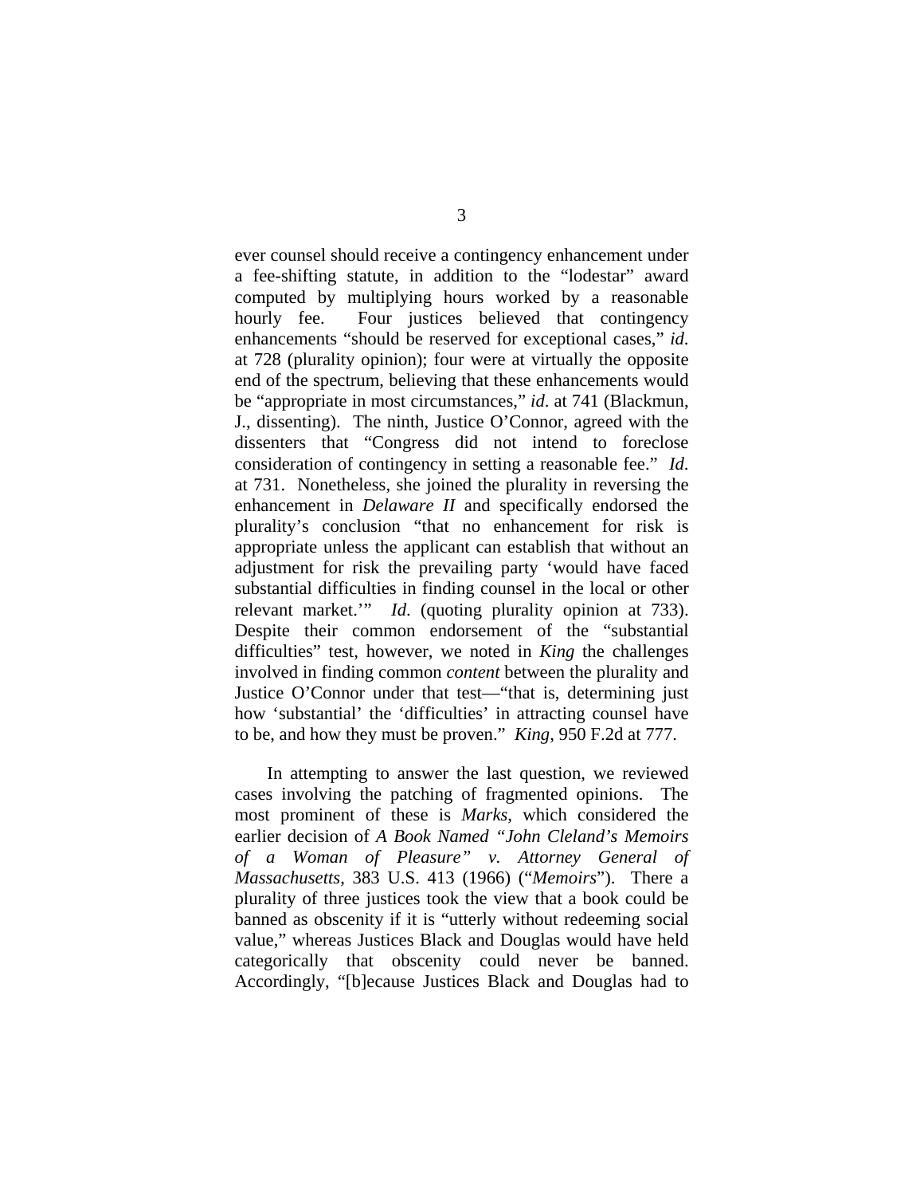ever counsel should receive a contingency enhancement under a fee-shifting statute, in addition to the "lodestar" award computed by multiplying hours worked by a reasonable hourly fee. Four justices believed that contingency enhancements "should be reserved for exceptional cases," *id*. at 728 (plurality opinion); four were at virtually the opposite end of the spectrum, believing that these enhancements would be "appropriate in most circumstances," *id*. at 741 (Blackmun, J., dissenting). The ninth, Justice O'Connor, agreed with the dissenters that "Congress did not intend to foreclose consideration of contingency in setting a reasonable fee." *Id*. at 731. Nonetheless, she joined the plurality in reversing the enhancement in *Delaware II* and specifically endorsed the plurality's conclusion "that no enhancement for risk is appropriate unless the applicant can establish that without an adjustment for risk the prevailing party 'would have faced substantial difficulties in finding counsel in the local or other relevant market.'" *Id*. (quoting plurality opinion at 733). Despite their common endorsement of the "substantial difficulties" test, however, we noted in *King* the challenges involved in finding common *content* between the plurality and Justice O'Connor under that test—"that is, determining just how 'substantial' the 'difficulties' in attracting counsel have to be, and how they must be proven." *King*, 950 F.2d at 777.

In attempting to answer the last question, we reviewed cases involving the patching of fragmented opinions. The most prominent of these is *Marks*, which considered the earlier decision of *A Book Named "John Cleland's Memoirs of a Woman of Pleasure" v. Attorney General of Massachusetts*, 383 U.S. 413 (1966) ("*Memoirs*"). There a plurality of three justices took the view that a book could be banned as obscenity if it is "utterly without redeeming social value," whereas Justices Black and Douglas would have held categorically that obscenity could never be banned. Accordingly, "[b]ecause Justices Black and Douglas had to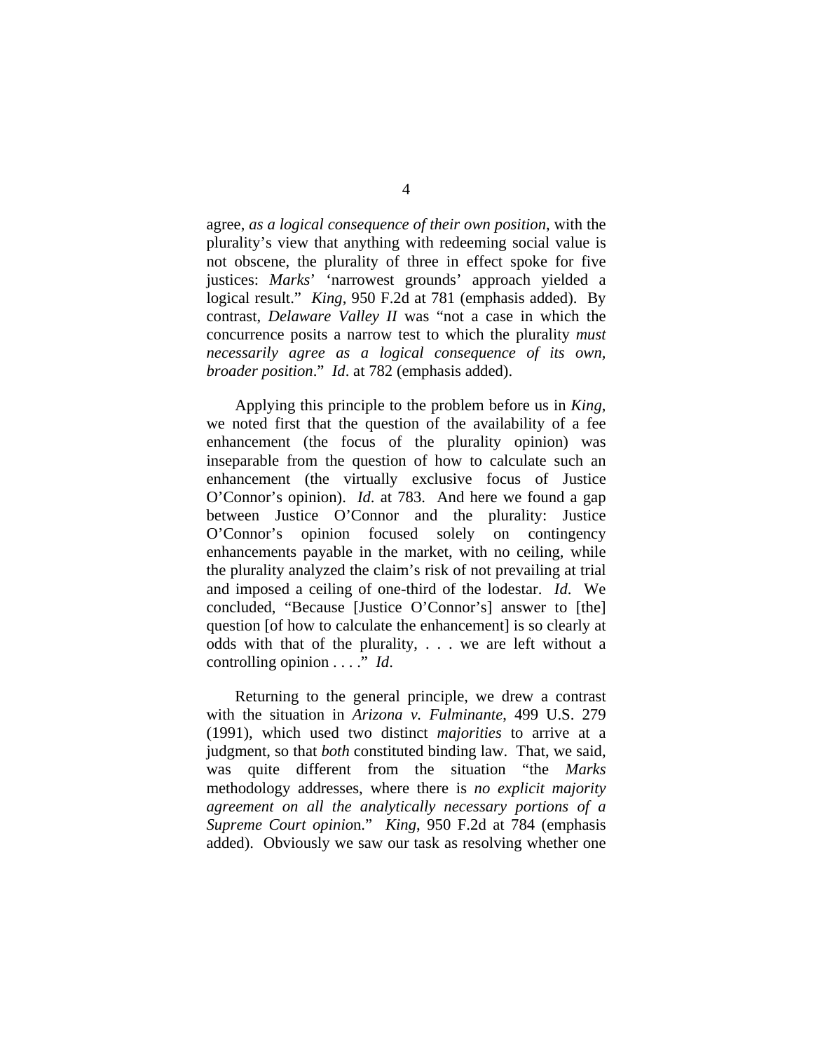agree, *as a logical consequence of their own position*, with the plurality's view that anything with redeeming social value is not obscene, the plurality of three in effect spoke for five justices: *Marks*' 'narrowest grounds' approach yielded a logical result." *King*, 950 F.2d at 781 (emphasis added). By contrast, *Delaware Valley II* was "not a case in which the concurrence posits a narrow test to which the plurality *must necessarily agree as a logical consequence of its own, broader position*." *Id*. at 782 (emphasis added).

Applying this principle to the problem before us in *King*, we noted first that the question of the availability of a fee enhancement (the focus of the plurality opinion) was inseparable from the question of how to calculate such an enhancement (the virtually exclusive focus of Justice O'Connor's opinion). *Id*. at 783. And here we found a gap between Justice O'Connor and the plurality: Justice O'Connor's opinion focused solely on contingency enhancements payable in the market, with no ceiling, while the plurality analyzed the claim's risk of not prevailing at trial and imposed a ceiling of one-third of the lodestar. *Id.* We concluded, "Because [Justice O'Connor's] answer to [the] question [of how to calculate the enhancement] is so clearly at odds with that of the plurality, . . . we are left without a controlling opinion . . . ." *Id*.

Returning to the general principle, we drew a contrast with the situation in *Arizona v. Fulminante*, 499 U.S. 279 (1991), which used two distinct *majorities* to arrive at a judgment, so that *both* constituted binding law. That, we said, was quite different from the situation "the *Marks* methodology addresses, where there is *no explicit majority agreement on all the analytically necessary portions of a Supreme Court opinion*." *King*, 950 F.2d at 784 (emphasis added). Obviously we saw our task as resolving whether one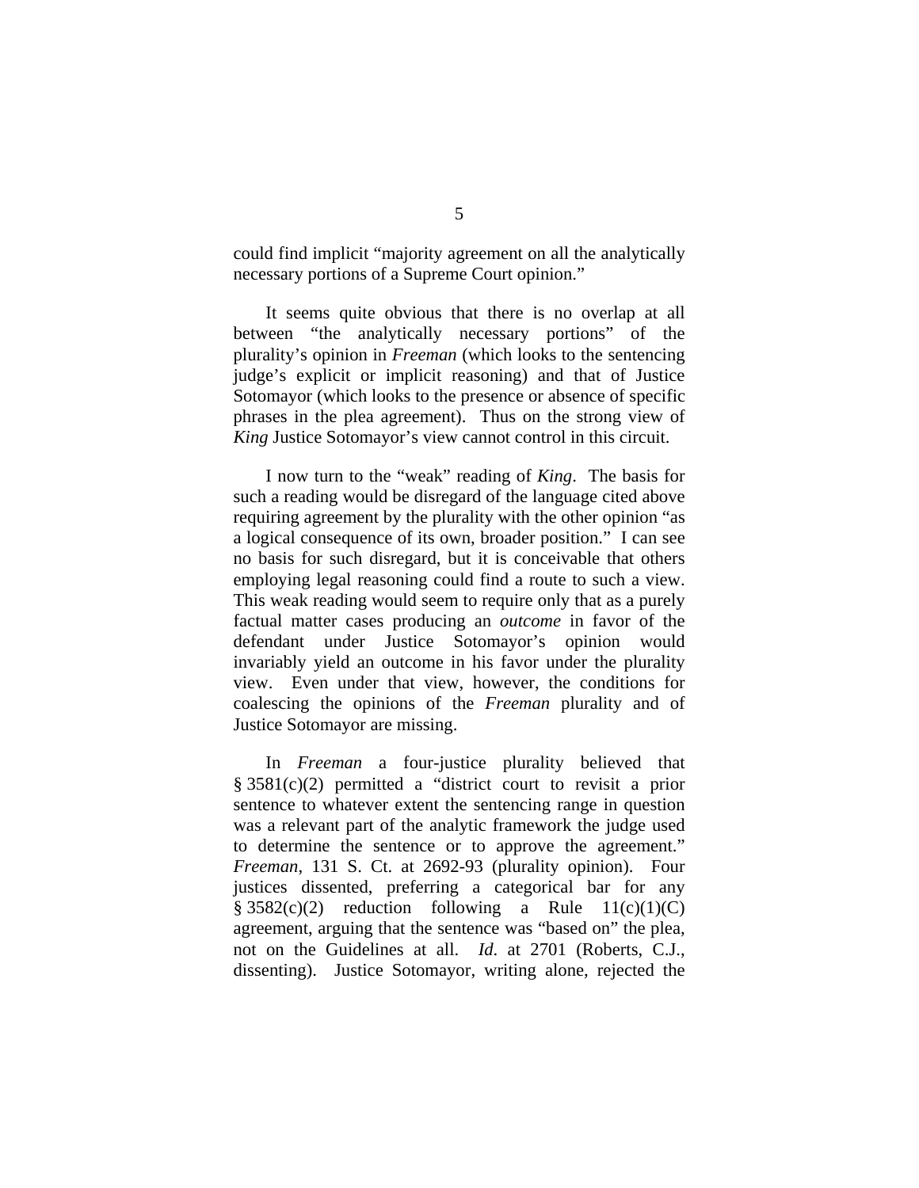could find implicit "majority agreement on all the analytically necessary portions of a Supreme Court opinion."

It seems quite obvious that there is no overlap at all between "the analytically necessary portions" of the plurality's opinion in *Freeman* (which looks to the sentencing judge's explicit or implicit reasoning) and that of Justice Sotomayor (which looks to the presence or absence of specific phrases in the plea agreement). Thus on the strong view of *King* Justice Sotomayor's view cannot control in this circuit.

I now turn to the "weak" reading of *King*. The basis for such a reading would be disregard of the language cited above requiring agreement by the plurality with the other opinion "as a logical consequence of its own, broader position." I can see no basis for such disregard, but it is conceivable that others employing legal reasoning could find a route to such a view. This weak reading would seem to require only that as a purely factual matter cases producing an *outcome* in favor of the defendant under Justice Sotomayor's opinion would invariably yield an outcome in his favor under the plurality view. Even under that view, however, the conditions for coalescing the opinions of the *Freeman* plurality and of Justice Sotomayor are missing.

In *Freeman* a four-justice plurality believed that § 3581(c)(2) permitted a "district court to revisit a prior sentence to whatever extent the sentencing range in question was a relevant part of the analytic framework the judge used to determine the sentence or to approve the agreement." *Freeman*, 131 S. Ct. at 2692-93 (plurality opinion). Four justices dissented, preferring a categorical bar for any § 3582(c)(2) reduction following a Rule 11(c)(1)(C) agreement, arguing that the sentence was "based on" the plea, not on the Guidelines at all. *Id*. at 2701 (Roberts, C.J., dissenting). Justice Sotomayor, writing alone, rejected the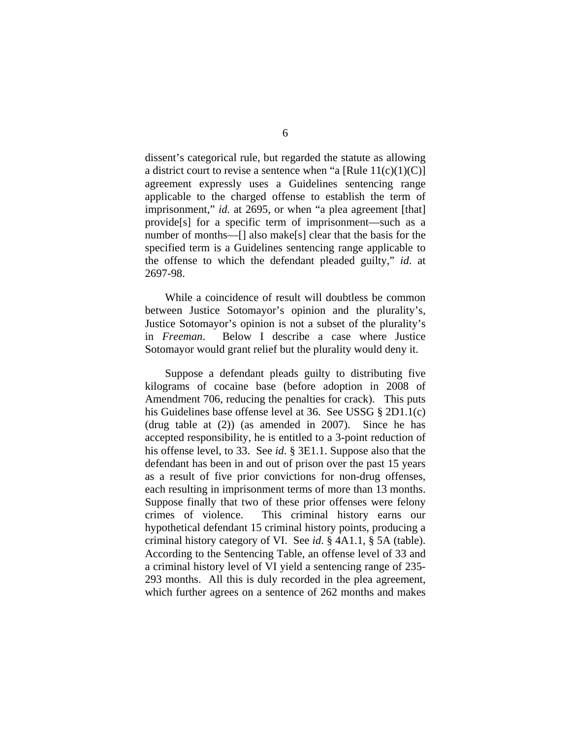dissent's categorical rule, but regarded the statute as allowing a district court to revise a sentence when "a [Rule 11(c)(1)(C)] agreement expressly uses a Guidelines sentencing range applicable to the charged offense to establish the term of imprisonment," *id.* at 2695, or when "a plea agreement [that] provide[s] for a specific term of imprisonment—such as a number of months—[] also make[s] clear that the basis for the specified term is a Guidelines sentencing range applicable to the offense to which the defendant pleaded guilty," *id*. at 2697-98.

While a coincidence of result will doubtless be common between Justice Sotomayor's opinion and the plurality's, Justice Sotomayor's opinion is not a subset of the plurality's in *Freeman*. Below I describe a case where Justice Sotomayor would grant relief but the plurality would deny it.

Suppose a defendant pleads guilty to distributing five kilograms of cocaine base (before adoption in 2008 of Amendment 706, reducing the penalties for crack). This puts his Guidelines base offense level at 36. See USSG § 2D1.1(c) (drug table at (2)) (as amended in 2007). Since he has accepted responsibility, he is entitled to a 3-point reduction of his offense level, to 33. See *id*. § 3E1.1. Suppose also that the defendant has been in and out of prison over the past 15 years as a result of five prior convictions for non-drug offenses, each resulting in imprisonment terms of more than 13 months. Suppose finally that two of these prior offenses were felony crimes of violence. This criminal history earns our hypothetical defendant 15 criminal history points, producing a criminal history category of VI. See *id*. § 4A1.1, § 5A (table). According to the Sentencing Table, an offense level of 33 and a criminal history level of VI yield a sentencing range of 235-293 months. All this is duly recorded in the plea agreement, which further agrees on a sentence of 262 months and makes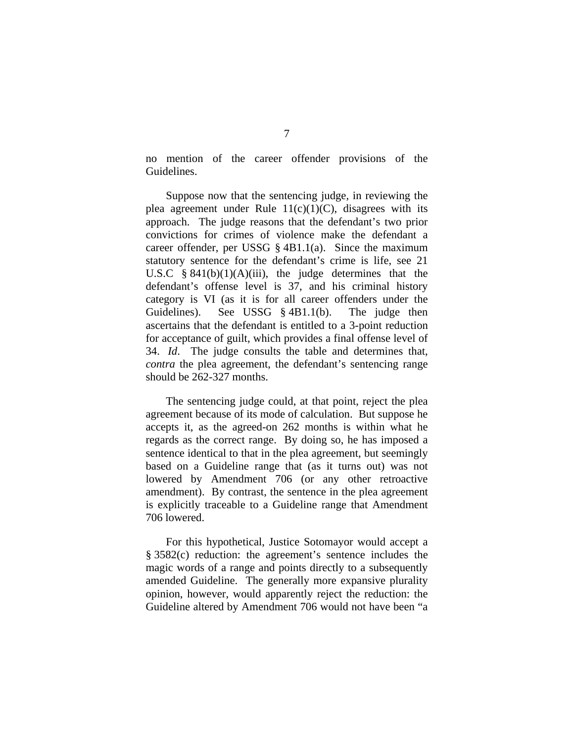no mention of the career offender provisions of the Guidelines.

Suppose now that the sentencing judge, in reviewing the plea agreement under Rule 11(c)(1)(C), disagrees with its approach. The judge reasons that the defendant's two prior convictions for crimes of violence make the defendant a career offender, per USSG § 4B1.1(a). Since the maximum statutory sentence for the defendant's crime is life, see 21 U.S.C § 841(b)(1)(A)(iii), the judge determines that the defendant's offense level is 37, and his criminal history category is VI (as it is for all career offenders under the Guidelines). See USSG § 4B1.1(b). The judge then ascertains that the defendant is entitled to a 3-point reduction for acceptance of guilt, which provides a final offense level of 34. *Id*. The judge consults the table and determines that, *contra* the plea agreement, the defendant's sentencing range should be 262-327 months.

The sentencing judge could, at that point, reject the plea agreement because of its mode of calculation. But suppose he accepts it, as the agreed-on 262 months is within what he regards as the correct range. By doing so, he has imposed a sentence identical to that in the plea agreement, but seemingly based on a Guideline range that (as it turns out) was not lowered by Amendment 706 (or any other retroactive amendment). By contrast, the sentence in the plea agreement is explicitly traceable to a Guideline range that Amendment 706 lowered.

For this hypothetical, Justice Sotomayor would accept a § 3582(c) reduction: the agreement's sentence includes the magic words of a range and points directly to a subsequently amended Guideline. The generally more expansive plurality opinion, however, would apparently reject the reduction: the Guideline altered by Amendment 706 would not have been "a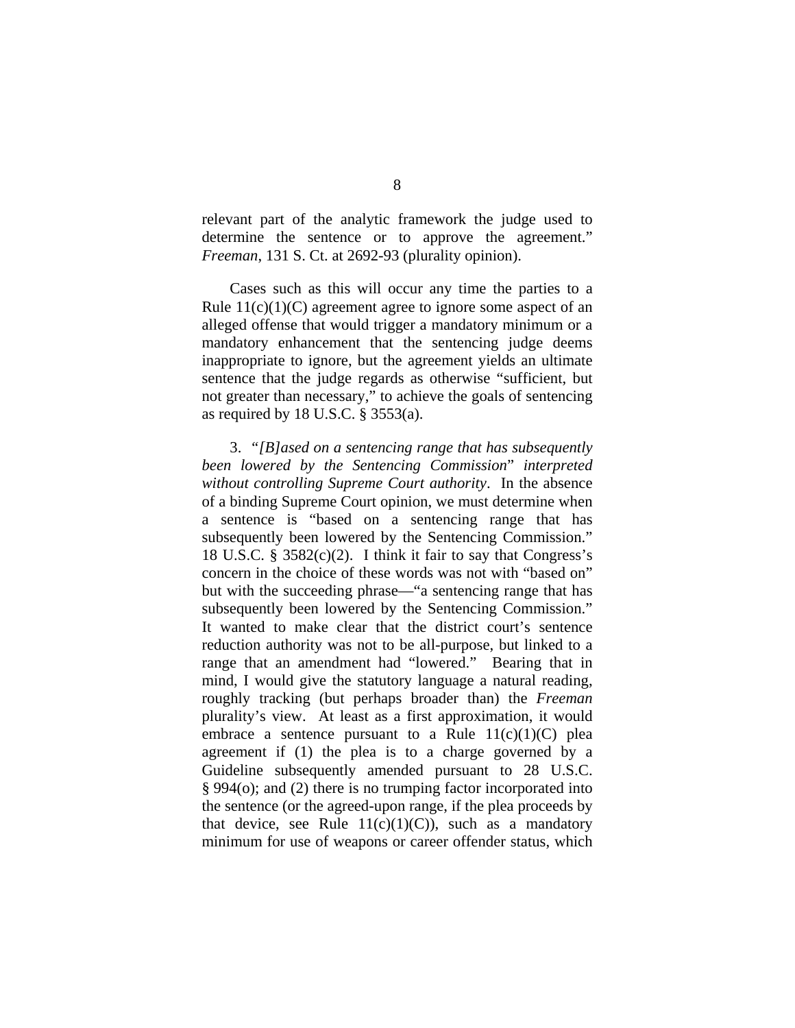relevant part of the analytic framework the judge used to determine the sentence or to approve the agreement." *Freeman*, 131 S. Ct. at 2692-93 (plurality opinion).

Cases such as this will occur any time the parties to a Rule 11(c)(1)(C) agreement agree to ignore some aspect of an alleged offense that would trigger a mandatory minimum or a mandatory enhancement that the sentencing judge deems inappropriate to ignore, but the agreement yields an ultimate sentence that the judge regards as otherwise "sufficient, but not greater than necessary," to achieve the goals of sentencing as required by 18 U.S.C. § 3553(a).

3. "*[B]ased on a sentencing range that has subsequently been lowered by the Sentencing Commission*" *interpreted without controlling Supreme Court authority*. In the absence of a binding Supreme Court opinion, we must determine when a sentence is "based on a sentencing range that has subsequently been lowered by the Sentencing Commission." 18 U.S.C. § 3582(c)(2). I think it fair to say that Congress's concern in the choice of these words was not with "based on" but with the succeeding phrase—"a sentencing range that has subsequently been lowered by the Sentencing Commission." It wanted to make clear that the district court's sentence reduction authority was not to be all-purpose, but linked to a range that an amendment had "lowered." Bearing that in mind, I would give the statutory language a natural reading, roughly tracking (but perhaps broader than) the *Freeman* plurality's view. At least as a first approximation, it would embrace a sentence pursuant to a Rule 11(c)(1)(C) plea agreement if (1) the plea is to a charge governed by a Guideline subsequently amended pursuant to 28 U.S.C. § 994(o); and (2) there is no trumping factor incorporated into the sentence (or the agreed-upon range, if the plea proceeds by that device, see Rule 11(c)(1)(C)), such as a mandatory minimum for use of weapons or career offender status, which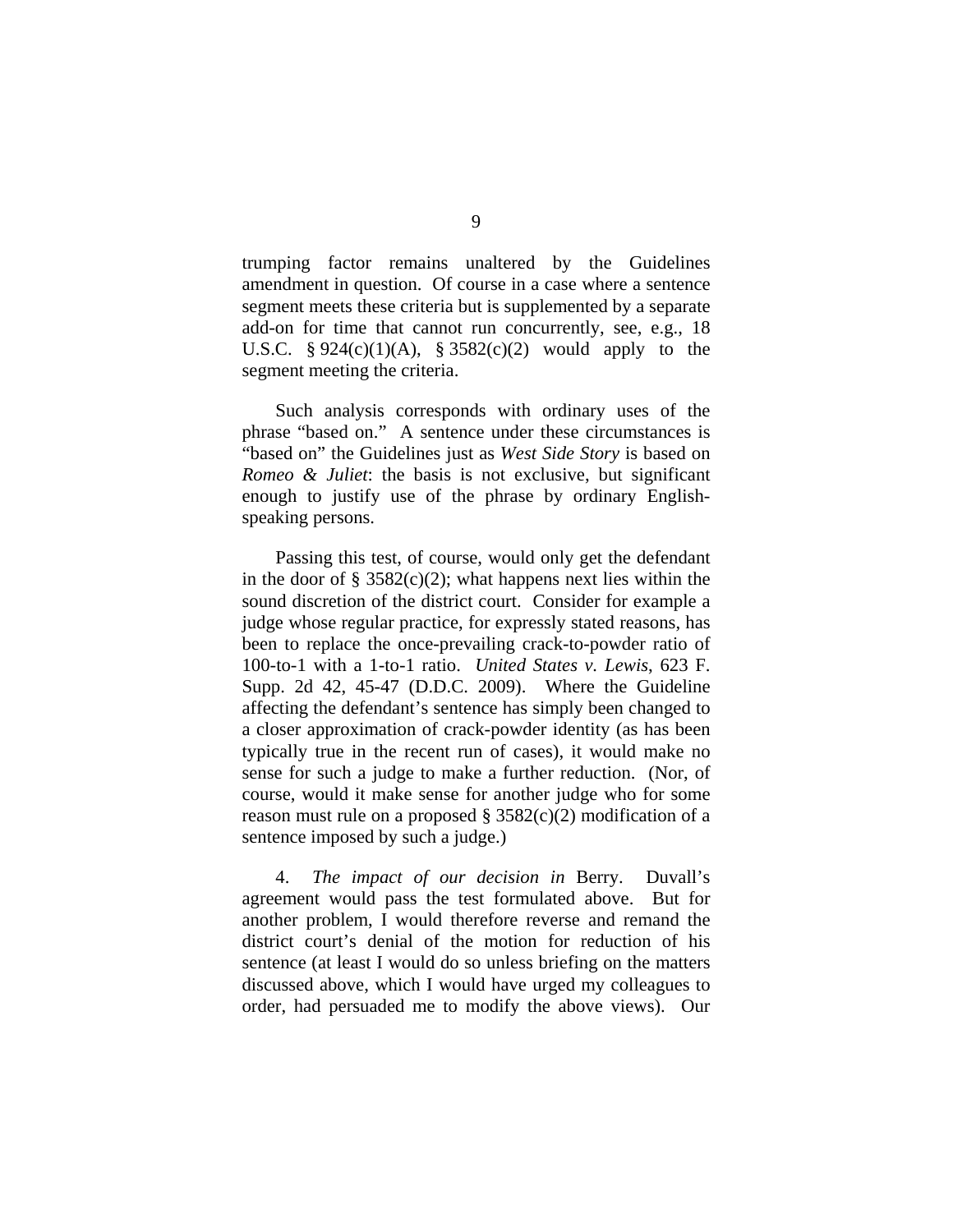trumping factor remains unaltered by the Guidelines amendment in question. Of course in a case where a sentence segment meets these criteria but is supplemented by a separate add-on for time that cannot run concurrently, see, e.g., 18 U.S.C. § 924(c)(1)(A), § 3582(c)(2) would apply to the segment meeting the criteria.

Such analysis corresponds with ordinary uses of the phrase "based on." A sentence under these circumstances is "based on" the Guidelines just as *West Side Story* is based on *Romeo & Juliet*: the basis is not exclusive, but significant enough to justify use of the phrase by ordinary English-speaking persons.

Passing this test, of course, would only get the defendant in the door of § 3582(c)(2); what happens next lies within the sound discretion of the district court. Consider for example a judge whose regular practice, for expressly stated reasons, has been to replace the once-prevailing crack-to-powder ratio of 100-to-1 with a 1-to-1 ratio. *United States v. Lewis*, 623 F. Supp. 2d 42, 45-47 (D.D.C. 2009). Where the Guideline affecting the defendant's sentence has simply been changed to a closer approximation of crack-powder identity (as has been typically true in the recent run of cases), it would make no sense for such a judge to make a further reduction. (Nor, of course, would it make sense for another judge who for some reason must rule on a proposed § 3582(c)(2) modification of a sentence imposed by such a judge.)

4. *The impact of our decision in* Berry. Duvall's agreement would pass the test formulated above. But for another problem, I would therefore reverse and remand the district court's denial of the motion for reduction of his sentence (at least I would do so unless briefing on the matters discussed above, which I would have urged my colleagues to order, had persuaded me to modify the above views). Our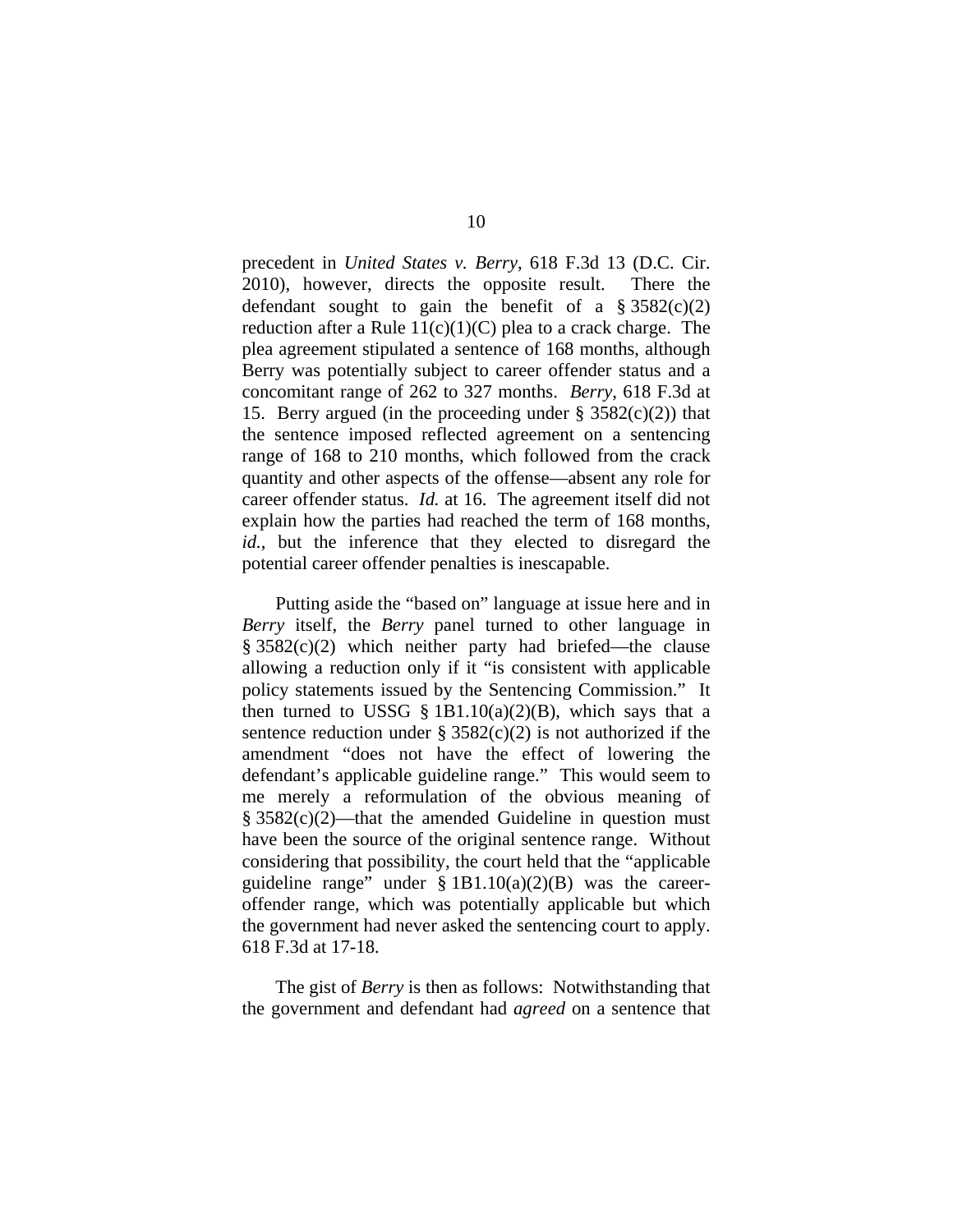precedent in *United States v. Berry*, 618 F.3d 13 (D.C. Cir. 2010), however, directs the opposite result. There the defendant sought to gain the benefit of a § 3582(c)(2) reduction after a Rule 11(c)(1)(C) plea to a crack charge. The plea agreement stipulated a sentence of 168 months, although Berry was potentially subject to career offender status and a concomitant range of 262 to 327 months. *Berry*, 618 F.3d at 15. Berry argued (in the proceeding under § 3582(c)(2)) that the sentence imposed reflected agreement on a sentencing range of 168 to 210 months, which followed from the crack quantity and other aspects of the offense—absent any role for career offender status. *Id.* at 16. The agreement itself did not explain how the parties had reached the term of 168 months, *id.*, but the inference that they elected to disregard the potential career offender penalties is inescapable.

Putting aside the "based on" language at issue here and in *Berry* itself, the *Berry* panel turned to other language in § 3582(c)(2) which neither party had briefed—the clause allowing a reduction only if it "is consistent with applicable policy statements issued by the Sentencing Commission." It then turned to USSG § 1B1.10(a)(2)(B), which says that a sentence reduction under § 3582(c)(2) is not authorized if the amendment "does not have the effect of lowering the defendant's applicable guideline range." This would seem to me merely a reformulation of the obvious meaning of § 3582(c)(2)—that the amended Guideline in question must have been the source of the original sentence range. Without considering that possibility, the court held that the "applicable guideline range" under § 1B1.10(a)(2)(B) was the career-offender range, which was potentially applicable but which the government had never asked the sentencing court to apply. 618 F.3d at 17-18.

The gist of *Berry* is then as follows: Notwithstanding that the government and defendant had *agreed* on a sentence that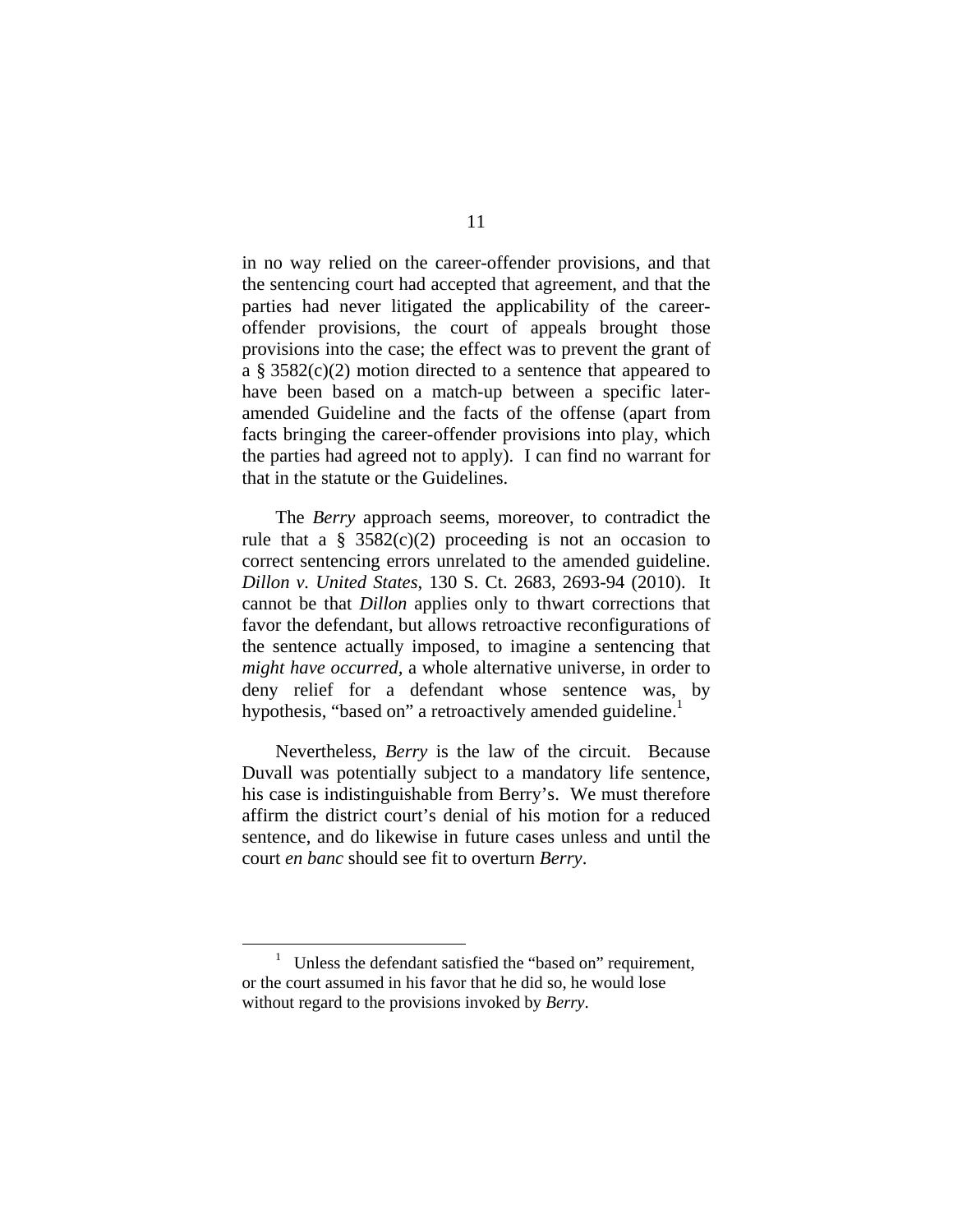in no way relied on the career-offender provisions, and that the sentencing court had accepted that agreement, and that the parties had never litigated the applicability of the career-offender provisions, the court of appeals brought those provisions into the case; the effect was to prevent the grant of a § 3582(c)(2) motion directed to a sentence that appeared to have been based on a match-up between a specific later-amended Guideline and the facts of the offense (apart from facts bringing the career-offender provisions into play, which the parties had agreed not to apply). I can find no warrant for that in the statute or the Guidelines.

The *Berry* approach seems, moreover, to contradict the rule that a § 3582(c)(2) proceeding is not an occasion to correct sentencing errors unrelated to the amended guideline. *Dillon v. United States*, 130 S. Ct. 2683, 2693-94 (2010). It cannot be that *Dillon* applies only to thwart corrections that favor the defendant, but allows retroactive reconfigurations of the sentence actually imposed, to imagine a sentencing that *might have occurred,* a whole alternative universe, in order to deny relief for a defendant whose sentence was, by hypothesis, "based on" a retroactively amended guideline.[1]

Nevertheless, *Berry* is the law of the circuit. Because Duvall was potentially subject to a mandatory life sentence, his case is indistinguishable from Berry's. We must therefore affirm the district court's denial of his motion for a reduced sentence, and do likewise in future cases unless and until the court *en banc* should see fit to overturn *Berry*.

---

[1] Unless the defendant satisfied the "based on" requirement, or the court assumed in his favor that he did so, he would lose without regard to the provisions invoked by *Berry*.